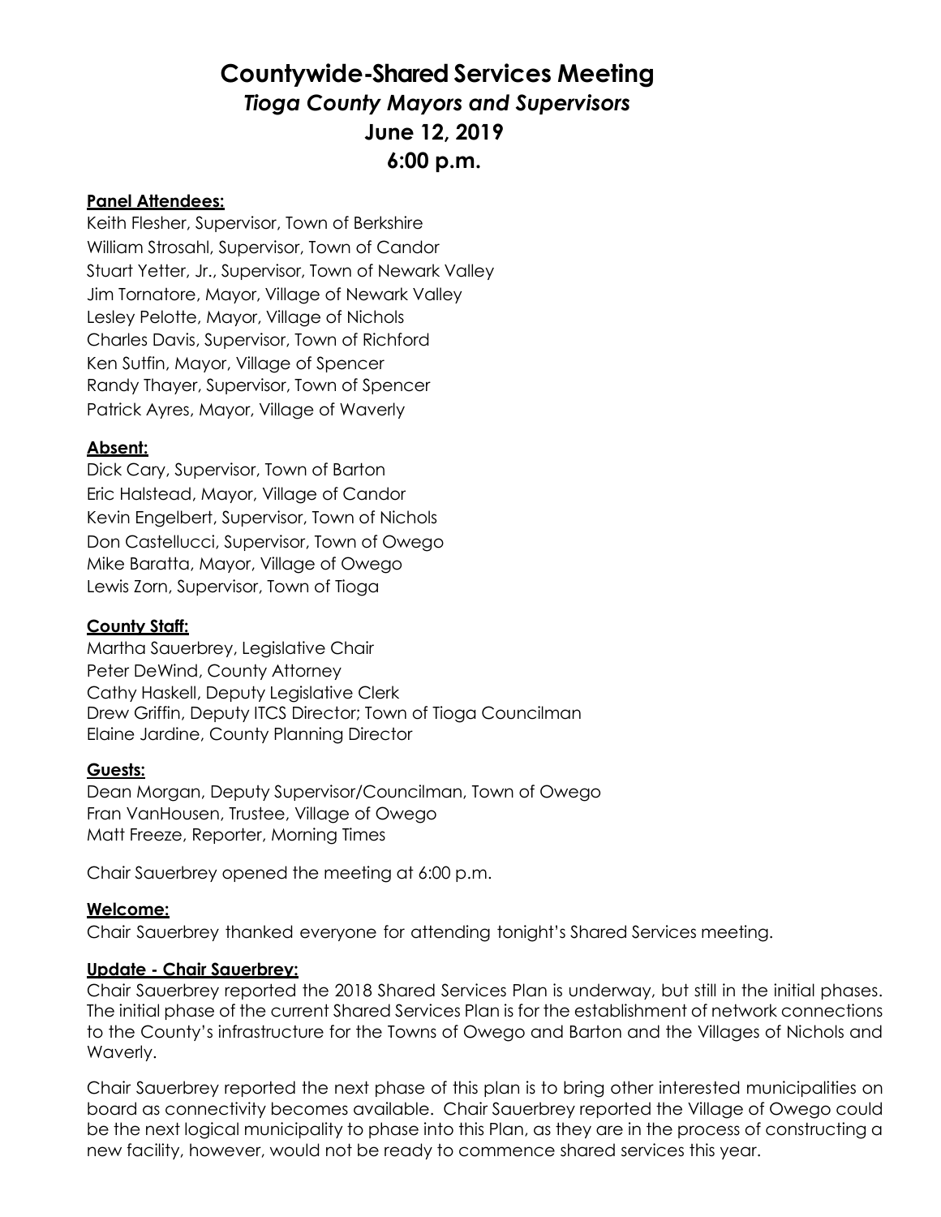# Countywide-Shared Services Meeting

## *Tioga County Mayors and Supervisors*

## June 12, 2019

## 6:00 p.m.

**Panel Attendees:**

Keith Flesher, Supervisor, Town of Berkshire
William Strosahl, Supervisor, Town of Candor
Stuart Yetter, Jr., Supervisor, Town of Newark Valley
Jim Tornatore, Mayor, Village of Newark Valley
Lesley Pelotte, Mayor, Village of Nichols
Charles Davis, Supervisor, Town of Richford
Ken Sutfin, Mayor, Village of Spencer
Randy Thayer, Supervisor, Town of Spencer
Patrick Ayres, Mayor, Village of Waverly

**Absent:**

Dick Cary, Supervisor, Town of Barton
Eric Halstead, Mayor, Village of Candor
Kevin Engelbert, Supervisor, Town of Nichols
Don Castellucci, Supervisor, Town of Owego
Mike Baratta, Mayor, Village of Owego
Lewis Zorn, Supervisor, Town of Tioga

**County Staff:**

Martha Sauerbrey, Legislative Chair
Peter DeWind, County Attorney
Cathy Haskell, Deputy Legislative Clerk
Drew Griffin, Deputy ITCS Director; Town of Tioga Councilman
Elaine Jardine, County Planning Director

**Guests:**

Dean Morgan, Deputy Supervisor/Councilman, Town of Owego
Fran VanHousen, Trustee, Village of Owego
Matt Freeze, Reporter, Morning Times

Chair Sauerbrey opened the meeting at 6:00 p.m.

**Welcome:**

Chair Sauerbrey thanked everyone for attending tonight's Shared Services meeting.

**Update - Chair Sauerbrey:**

Chair Sauerbrey reported the 2018 Shared Services Plan is underway, but still in the initial phases. The initial phase of the current Shared Services Plan is for the establishment of network connections to the County's infrastructure for the Towns of Owego and Barton and the Villages of Nichols and Waverly.

Chair Sauerbrey reported the next phase of this plan is to bring other interested municipalities on board as connectivity becomes available. Chair Sauerbrey reported the Village of Owego could be the next logical municipality to phase into this Plan, as they are in the process of constructing a new facility, however, would not be ready to commence shared services this year.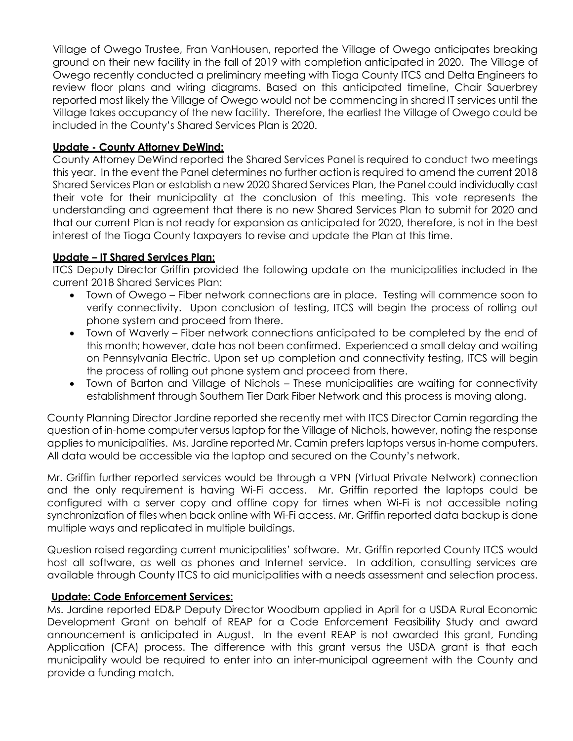Village of Owego Trustee, Fran VanHousen, reported the Village of Owego anticipates breaking ground on their new facility in the fall of 2019 with completion anticipated in 2020. The Village of Owego recently conducted a preliminary meeting with Tioga County ITCS and Delta Engineers to review floor plans and wiring diagrams. Based on this anticipated timeline, Chair Sauerbrey reported most likely the Village of Owego would not be commencing in shared IT services until the Village takes occupancy of the new facility. Therefore, the earliest the Village of Owego could be included in the County's Shared Services Plan is 2020.

**Update - County Attorney DeWind:**

County Attorney DeWind reported the Shared Services Panel is required to conduct two meetings this year. In the event the Panel determines no further action is required to amend the current 2018 Shared Services Plan or establish a new 2020 Shared Services Plan, the Panel could individually cast their vote for their municipality at the conclusion of this meeting. This vote represents the understanding and agreement that there is no new Shared Services Plan to submit for 2020 and that our current Plan is not ready for expansion as anticipated for 2020, therefore, is not in the best interest of the Tioga County taxpayers to revise and update the Plan at this time.

**Update – IT Shared Services Plan:**

ITCS Deputy Director Griffin provided the following update on the municipalities included in the current 2018 Shared Services Plan:

- Town of Owego – Fiber network connections are in place. Testing will commence soon to verify connectivity. Upon conclusion of testing, ITCS will begin the process of rolling out phone system and proceed from there.
- Town of Waverly – Fiber network connections anticipated to be completed by the end of this month; however, date has not been confirmed. Experienced a small delay and waiting on Pennsylvania Electric. Upon set up completion and connectivity testing, ITCS will begin the process of rolling out phone system and proceed from there.
- Town of Barton and Village of Nichols – These municipalities are waiting for connectivity establishment through Southern Tier Dark Fiber Network and this process is moving along.

County Planning Director Jardine reported she recently met with ITCS Director Camin regarding the question of in-home computer versus laptop for the Village of Nichols, however, noting the response applies to municipalities. Ms. Jardine reported Mr. Camin prefers laptops versus in-home computers. All data would be accessible via the laptop and secured on the County's network.

Mr. Griffin further reported services would be through a VPN (Virtual Private Network) connection and the only requirement is having Wi-Fi access. Mr. Griffin reported the laptops could be configured with a server copy and offline copy for times when Wi-Fi is not accessible noting synchronization of files when back online with Wi-Fi access. Mr. Griffin reported data backup is done multiple ways and replicated in multiple buildings.

Question raised regarding current municipalities' software. Mr. Griffin reported County ITCS would host all software, as well as phones and Internet service. In addition, consulting services are available through County ITCS to aid municipalities with a needs assessment and selection process.

**Update: Code Enforcement Services:**

Ms. Jardine reported ED&P Deputy Director Woodburn applied in April for a USDA Rural Economic Development Grant on behalf of REAP for a Code Enforcement Feasibility Study and award announcement is anticipated in August. In the event REAP is not awarded this grant, Funding Application (CFA) process. The difference with this grant versus the USDA grant is that each municipality would be required to enter into an inter-municipal agreement with the County and provide a funding match.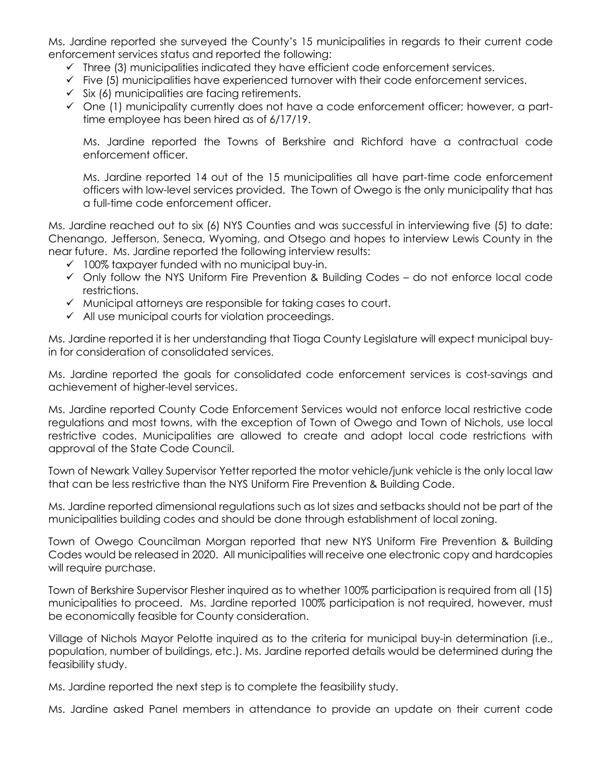Ms. Jardine reported she surveyed the County's 15 municipalities in regards to their current code enforcement services status and reported the following:

- ✓ Three (3) municipalities indicated they have efficient code enforcement services.
- ✓ Five (5) municipalities have experienced turnover with their code enforcement services.
- ✓ Six (6) municipalities are facing retirements.
- ✓ One (1) municipality currently does not have a code enforcement officer; however, a part-time employee has been hired as of 6/17/19.

  Ms. Jardine reported the Towns of Berkshire and Richford have a contractual code enforcement officer.

  Ms. Jardine reported 14 out of the 15 municipalities all have part-time code enforcement officers with low-level services provided. The Town of Owego is the only municipality that has a full-time code enforcement officer.

Ms. Jardine reached out to six (6) NYS Counties and was successful in interviewing five (5) to date: Chenango, Jefferson, Seneca, Wyoming, and Otsego and hopes to interview Lewis County in the near future. Ms. Jardine reported the following interview results:

- ✓ 100% taxpayer funded with no municipal buy-in.
- ✓ Only follow the NYS Uniform Fire Prevention & Building Codes – do not enforce local code restrictions.
- ✓ Municipal attorneys are responsible for taking cases to court.
- ✓ All use municipal courts for violation proceedings.

Ms. Jardine reported it is her understanding that Tioga County Legislature will expect municipal buy-in for consideration of consolidated services.

Ms. Jardine reported the goals for consolidated code enforcement services is cost-savings and achievement of higher-level services.

Ms. Jardine reported County Code Enforcement Services would not enforce local restrictive code regulations and most towns, with the exception of Town of Owego and Town of Nichols, use local restrictive codes. Municipalities are allowed to create and adopt local code restrictions with approval of the State Code Council.

Town of Newark Valley Supervisor Yetter reported the motor vehicle/junk vehicle is the only local law that can be less restrictive than the NYS Uniform Fire Prevention & Building Code.

Ms. Jardine reported dimensional regulations such as lot sizes and setbacks should not be part of the municipalities building codes and should be done through establishment of local zoning.

Town of Owego Councilman Morgan reported that new NYS Uniform Fire Prevention & Building Codes would be released in 2020. All municipalities will receive one electronic copy and hardcopies will require purchase.

Town of Berkshire Supervisor Flesher inquired as to whether 100% participation is required from all (15) municipalities to proceed. Ms. Jardine reported 100% participation is not required, however, must be economically feasible for County consideration.

Village of Nichols Mayor Pelotte inquired as to the criteria for municipal buy-in determination (i.e., population, number of buildings, etc.). Ms. Jardine reported details would be determined during the feasibility study.

Ms. Jardine reported the next step is to complete the feasibility study.

Ms. Jardine asked Panel members in attendance to provide an update on their current code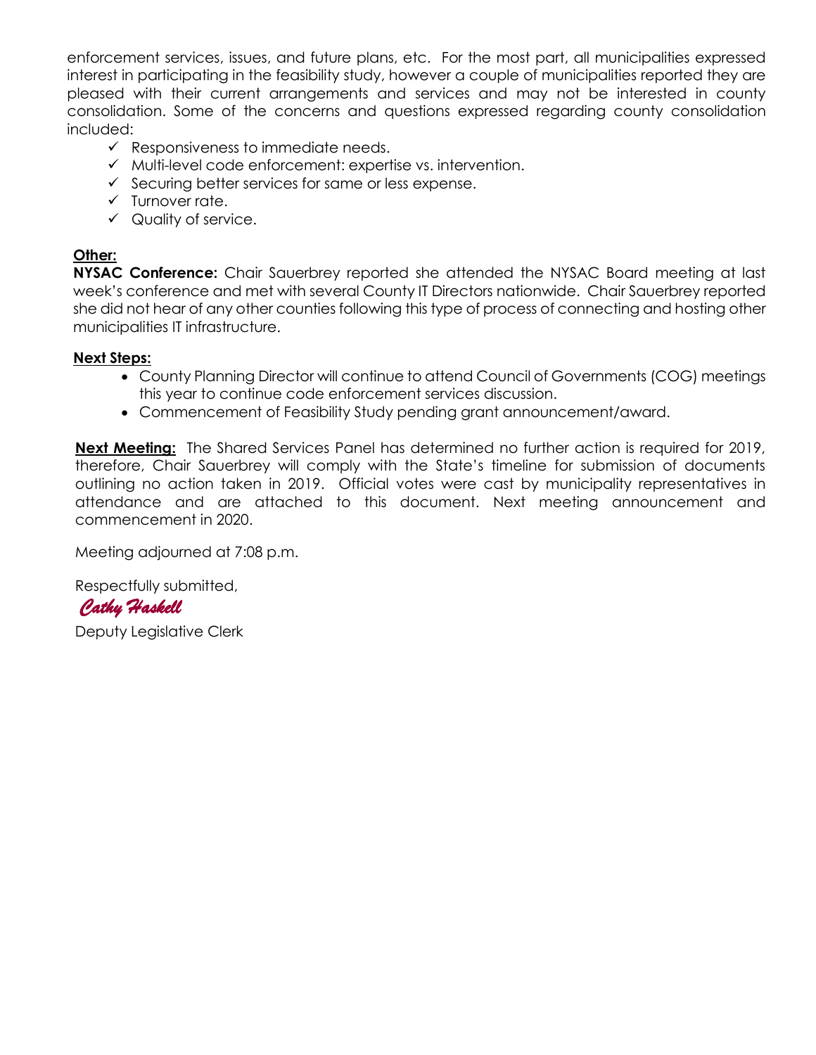enforcement services, issues, and future plans, etc. For the most part, all municipalities expressed interest in participating in the feasibility study, however a couple of municipalities reported they are pleased with their current arrangements and services and may not be interested in county consolidation. Some of the concerns and questions expressed regarding county consolidation included:

- ✓ Responsiveness to immediate needs.
- ✓ Multi-level code enforcement: expertise vs. intervention.
- ✓ Securing better services for same or less expense.
- ✓ Turnover rate.
- ✓ Quality of service.

**Other:**

**NYSAC Conference:** Chair Sauerbrey reported she attended the NYSAC Board meeting at last week's conference and met with several County IT Directors nationwide. Chair Sauerbrey reported she did not hear of any other counties following this type of process of connecting and hosting other municipalities IT infrastructure.

**Next Steps:**

- County Planning Director will continue to attend Council of Governments (COG) meetings this year to continue code enforcement services discussion.
- Commencement of Feasibility Study pending grant announcement/award.

**Next Meeting:** The Shared Services Panel has determined no further action is required for 2019, therefore, Chair Sauerbrey will comply with the State's timeline for submission of documents outlining no action taken in 2019. Official votes were cast by municipality representatives in attendance and are attached to this document. Next meeting announcement and commencement in 2020.

Meeting adjourned at 7:08 p.m.

Respectfully submitted,

*Cathy Haskell*

Deputy Legislative Clerk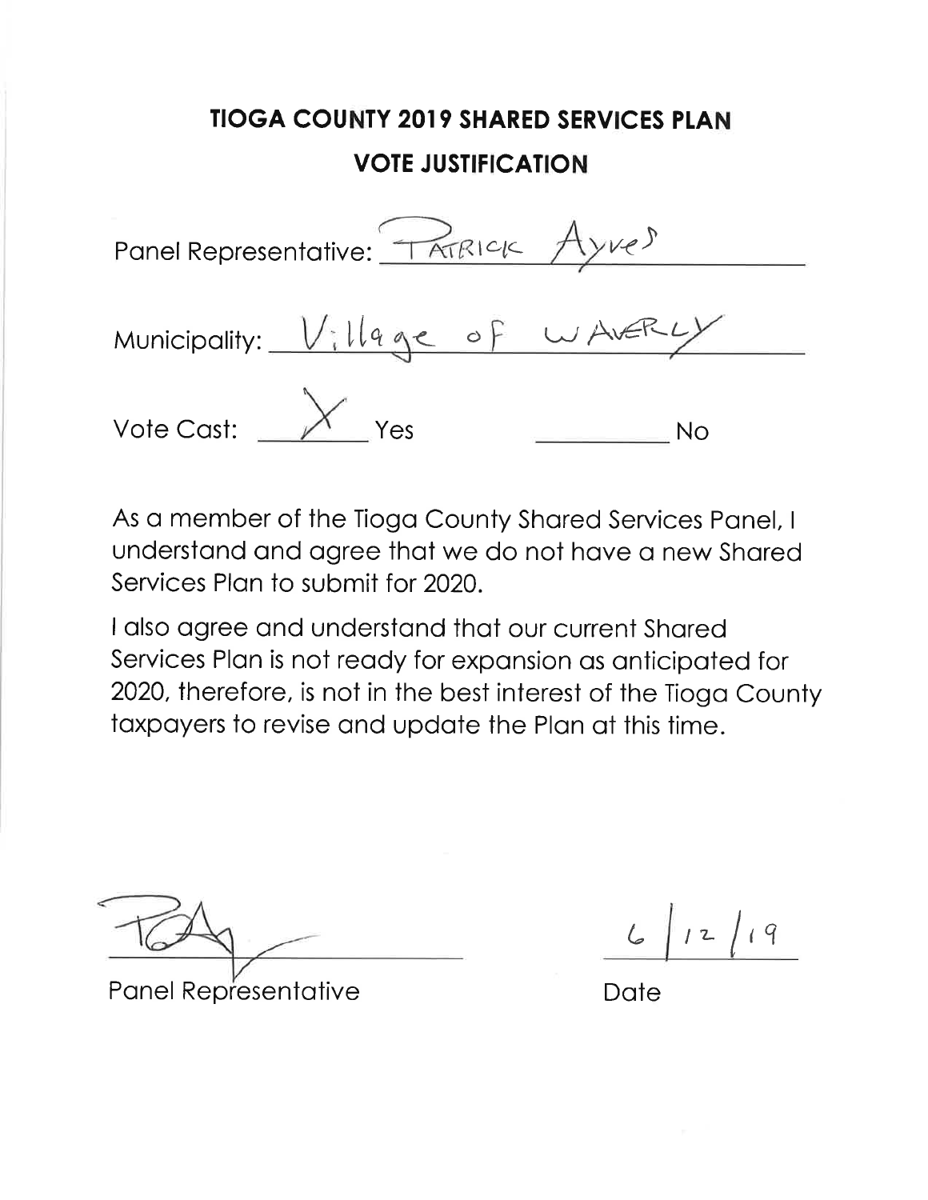# TIOGA COUNTY 2019 SHARED SERVICES PLAN

## VOTE JUSTIFICATION

Panel Representative: PATRICK Ayres

Municipality: Village of WAVERLY

Vote Cast: X Yes ______ No

As a member of the Tioga County Shared Services Panel, I understand and agree that we do not have a new Shared Services Plan to submit for 2020.

I also agree and understand that our current Shared Services Plan is not ready for expansion as anticipated for 2020, therefore, is not in the best interest of the Tioga County taxpayers to revise and update the Plan at this time.

PA (signature)

Panel Representative

6/12/19

Date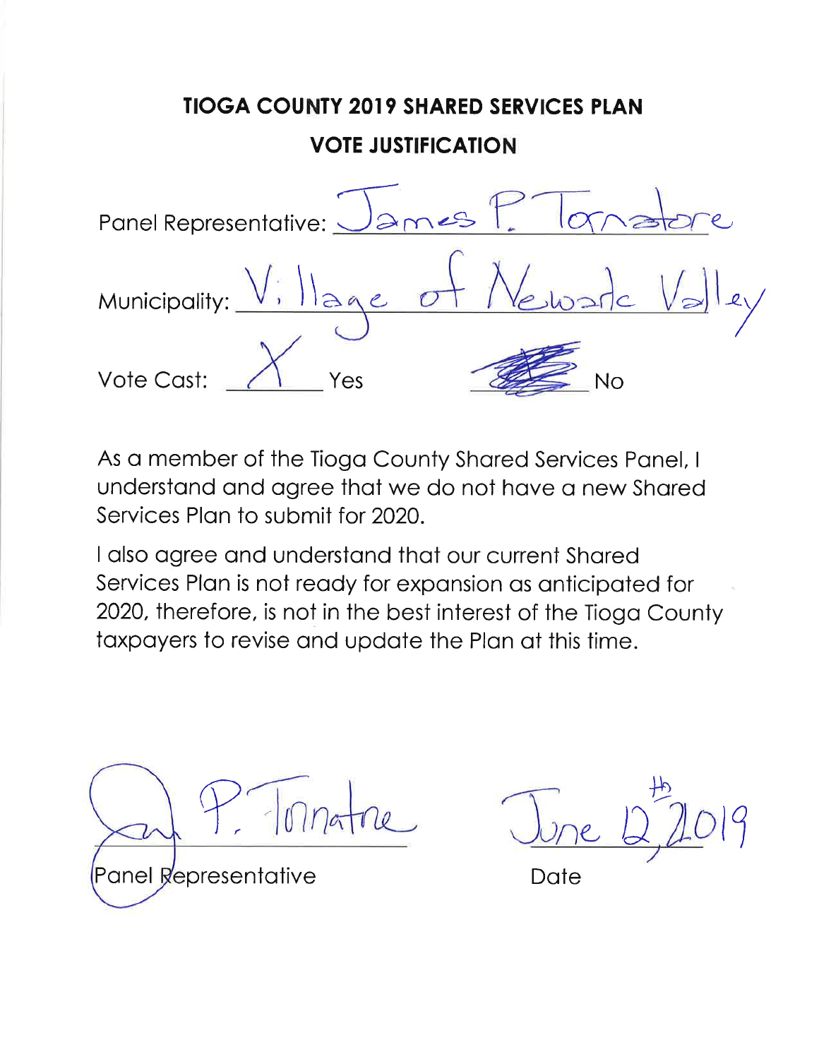# TIOGA COUNTY 2019 SHARED SERVICES PLAN

## VOTE JUSTIFICATION

Panel Representative: James P. Tornatore

Municipality: Village of Newark Valley

Vote Cast: X Yes ____ No

As a member of the Tioga County Shared Services Panel, I understand and agree that we do not have a new Shared Services Plan to submit for 2020.

I also agree and understand that our current Shared Services Plan is not ready for expansion as anticipated for 2020, therefore, is not in the best interest of the Tioga County taxpayers to revise and update the Plan at this time.

James P. Tornatore
Panel Representative

June 12th, 2019
Date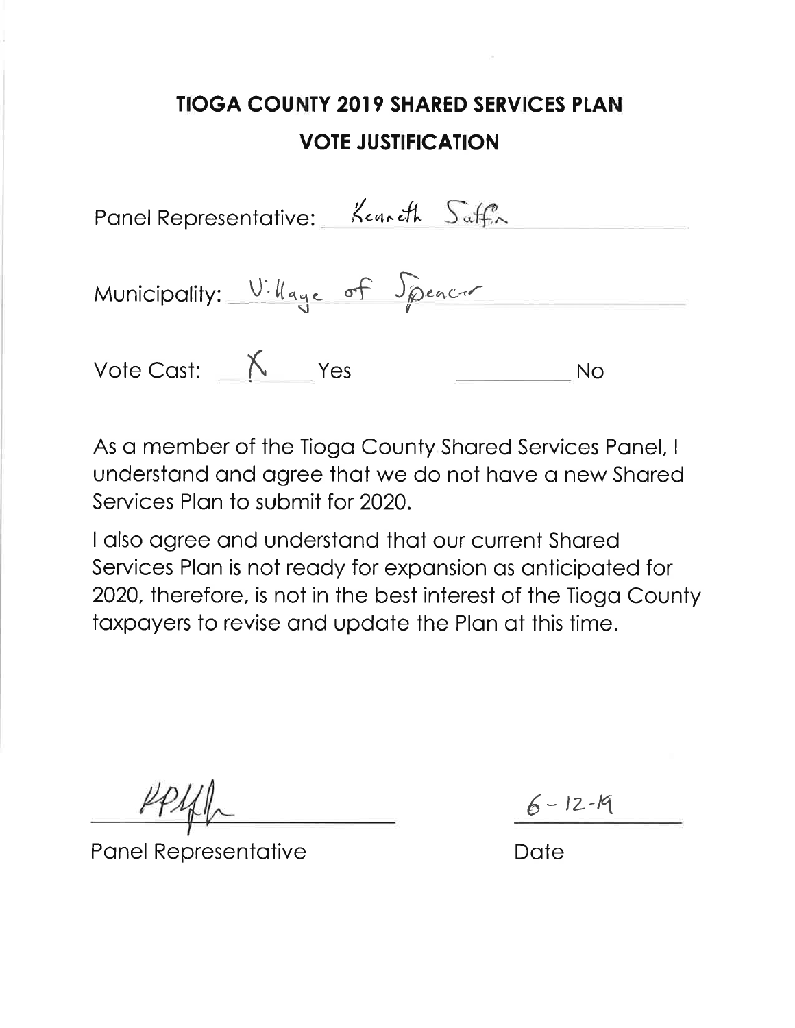# TIOGA COUNTY 2019 SHARED SERVICES PLAN

## VOTE JUSTIFICATION

Panel Representative: Kenneth Sutfin

Municipality: Village of Spencer

Vote Cast: X Yes ______ No

As a member of the Tioga County Shared Services Panel, I understand and agree that we do not have a new Shared Services Plan to submit for 2020.

I also agree and understand that our current Shared Services Plan is not ready for expansion as anticipated for 2020, therefore, is not in the best interest of the Tioga County taxpayers to revise and update the Plan at this time.

KPS (signature) 6-12-19

Panel Representative Date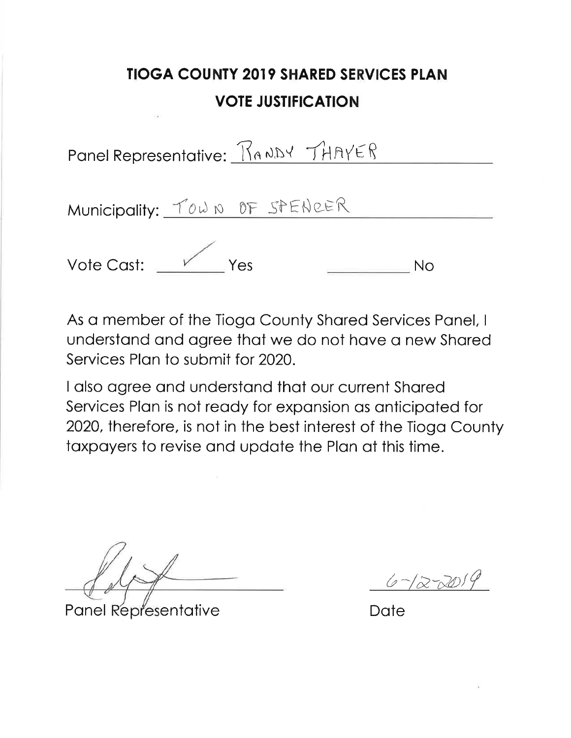# TIOGA COUNTY 2019 SHARED SERVICES PLAN

## VOTE JUSTIFICATION

Panel Representative: RANDY THAYER

Municipality: TOWN OF SPENCER

Vote Cast: ✓ Yes ______ No

As a member of the Tioga County Shared Services Panel, I understand and agree that we do not have a new Shared Services Plan to submit for 2020.

I also agree and understand that our current Shared Services Plan is not ready for expansion as anticipated for 2020, therefore, is not in the best interest of the Tioga County taxpayers to revise and update the Plan at this time.

______________________ 
Panel Representative

6-12-2019 
Date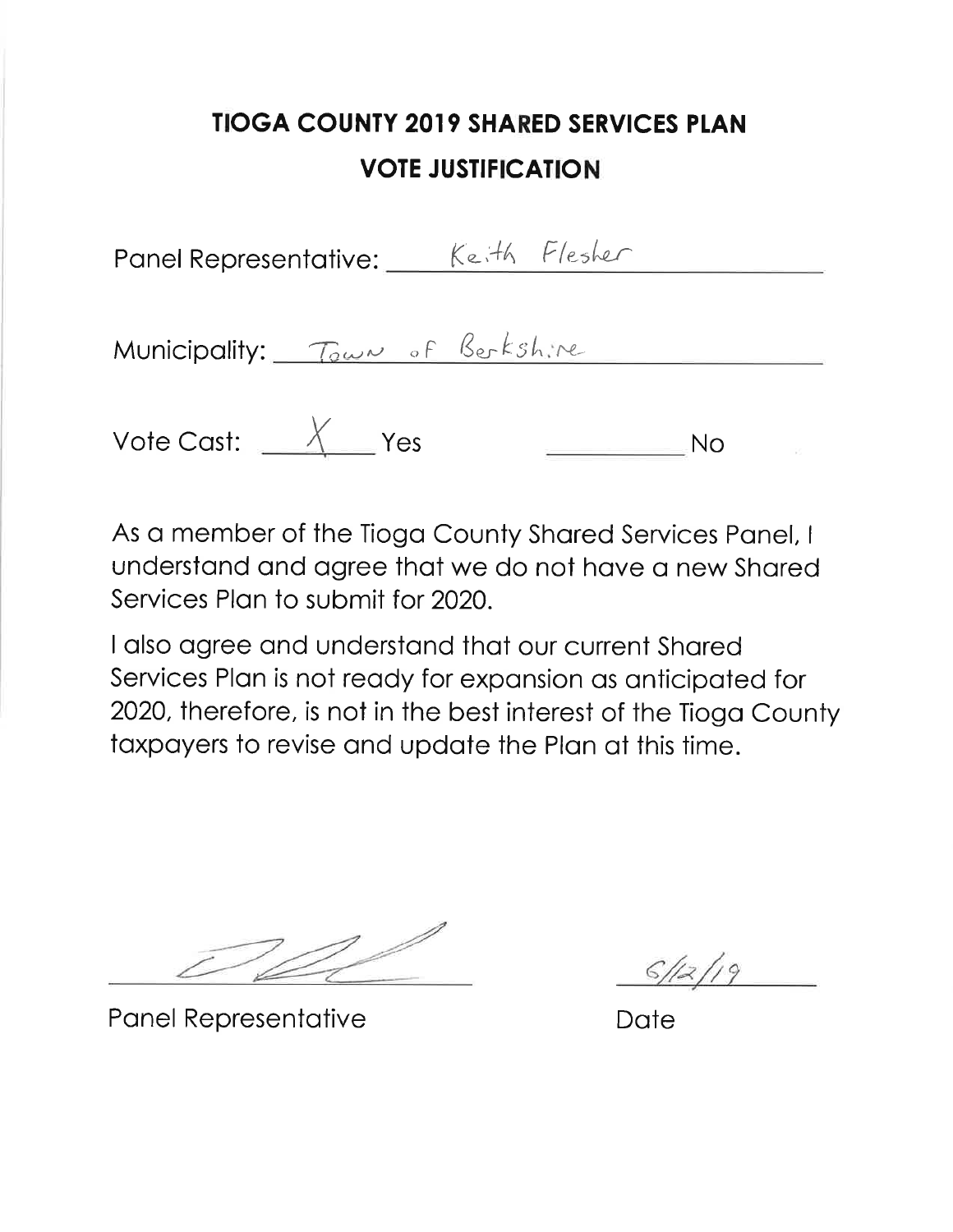# TIOGA COUNTY 2019 SHARED SERVICES PLAN

## VOTE JUSTIFICATION

Panel Representative: Keith Flesher

Municipality: Town of Berkshire

Vote Cast: X Yes ______ No

As a member of the Tioga County Shared Services Panel, I understand and agree that we do not have a new Shared Services Plan to submit for 2020.

I also agree and understand that our current Shared Services Plan is not ready for expansion as anticipated for 2020, therefore, is not in the best interest of the Tioga County taxpayers to revise and update the Plan at this time.

______________________ 6/12/19

Panel Representative Date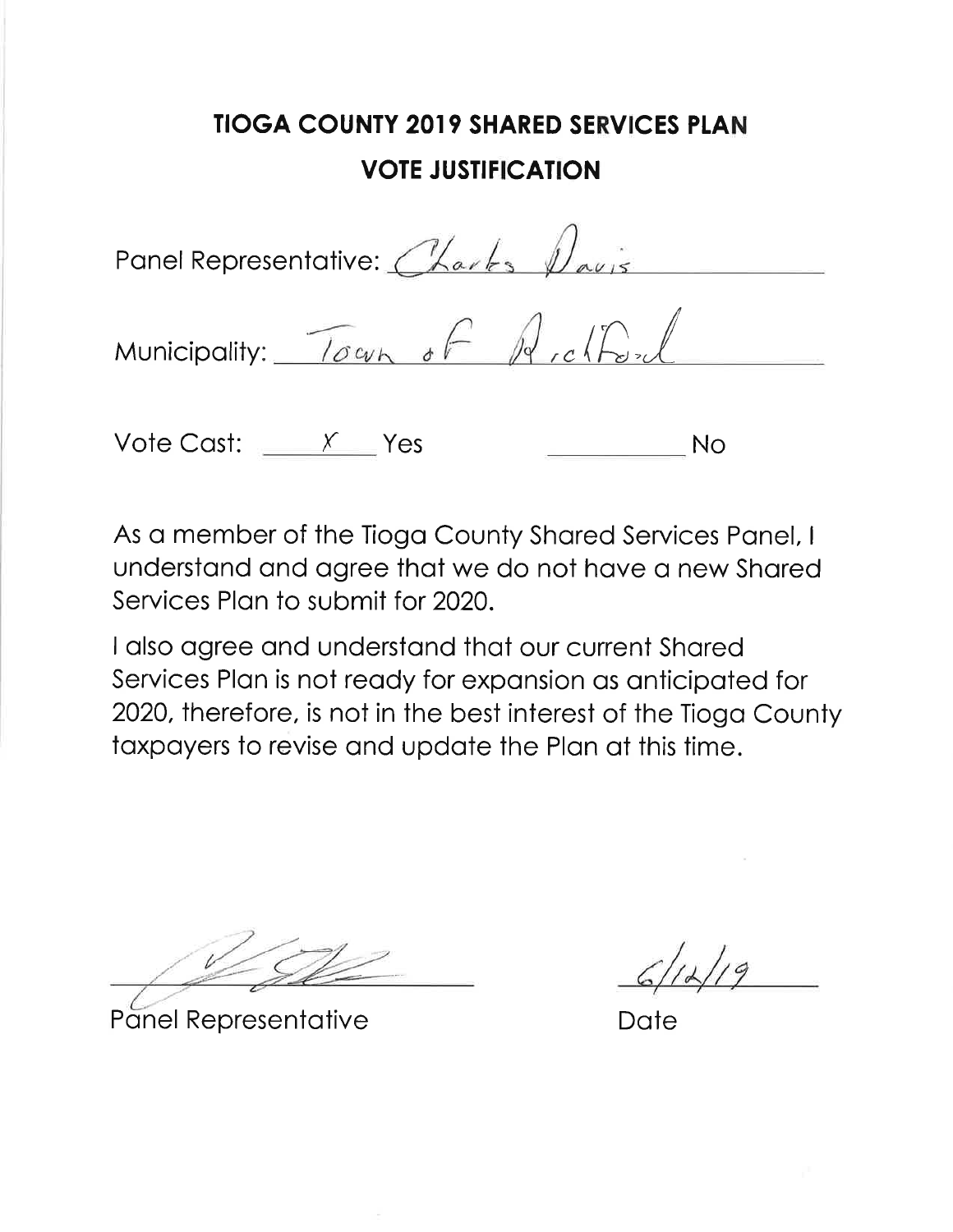# TIOGA COUNTY 2019 SHARED SERVICES PLAN

## VOTE JUSTIFICATION

Panel Representative: Charles Davis

Municipality: Town of Richford

Vote Cast: \_\_X\_\_ Yes \_\_\_\_\_\_\_\_ No

As a member of the Tioga County Shared Services Panel, I understand and agree that we do not have a new Shared Services Plan to submit for 2020.

I also agree and understand that our current Shared Services Plan is not ready for expansion as anticipated for 2020, therefore, is not in the best interest of the Tioga County taxpayers to revise and update the Plan at this time.

\_\_\_\_\_\_\_\_\_\_\_\_\_\_\_\_\_\_\_\_ 6/12/19

Panel Representative Date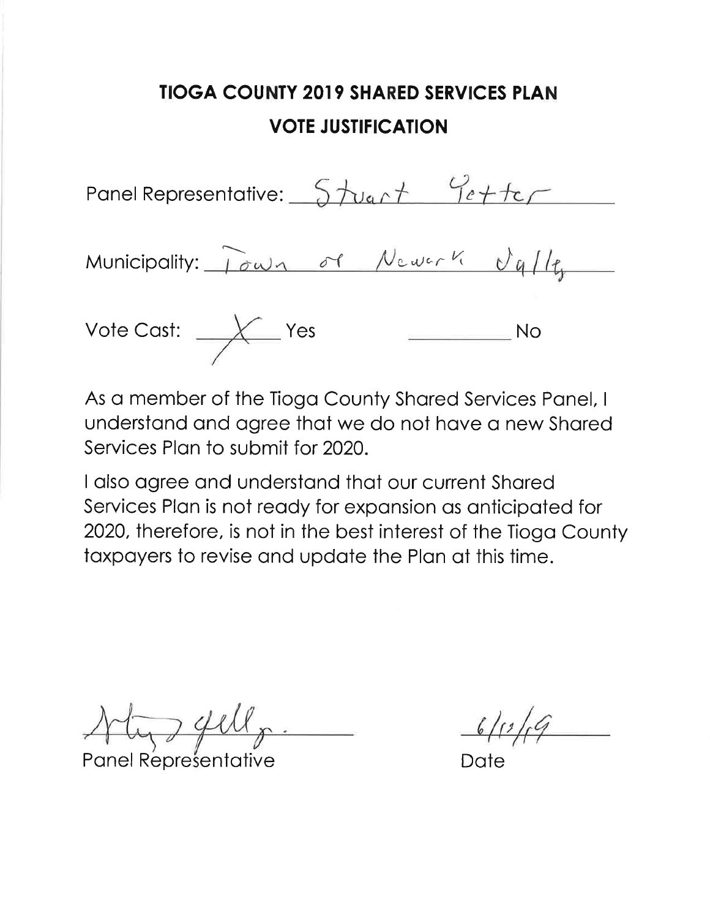# TIOGA COUNTY 2019 SHARED SERVICES PLAN

## VOTE JUSTIFICATION

Panel Representative: Stuart Yetter

Municipality: Town of Newark Valley

Vote Cast: X Yes ______ No

As a member of the Tioga County Shared Services Panel, I understand and agree that we do not have a new Shared Services Plan to submit for 2020.

I also agree and understand that our current Shared Services Plan is not ready for expansion as anticipated for 2020, therefore, is not in the best interest of the Tioga County taxpayers to revise and update the Plan at this time.

______________________
Panel Representative

6/12/19
Date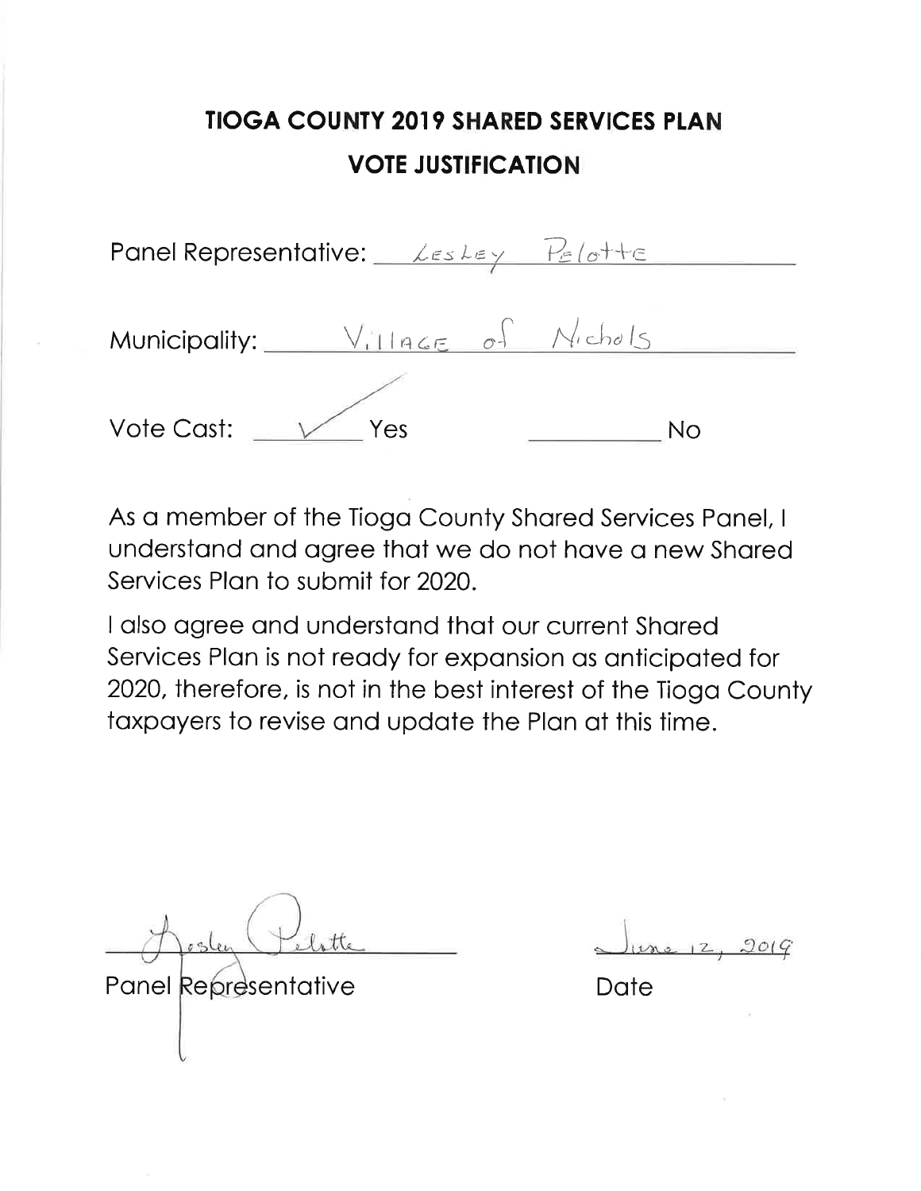# TIOGA COUNTY 2019 SHARED SERVICES PLAN

## VOTE JUSTIFICATION

Panel Representative: Lesley Pelotte

Municipality: Village of Nichols

Vote Cast: ✓ Yes ______ No

As a member of the Tioga County Shared Services Panel, I understand and agree that we do not have a new Shared Services Plan to submit for 2020.

I also agree and understand that our current Shared Services Plan is not ready for expansion as anticipated for 2020, therefore, is not in the best interest of the Tioga County taxpayers to revise and update the Plan at this time.

Lesley Pelotte
Panel Representative

June 12, 2019
Date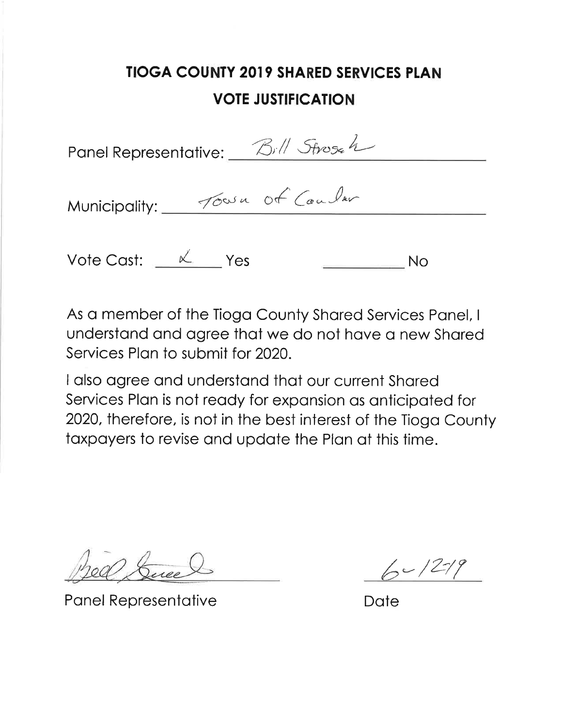# TIOGA COUNTY 2019 SHARED SERVICES PLAN

## VOTE JUSTIFICATION

Panel Representative: Bill Strosah

Municipality: Town of Candor

Vote Cast: ✓ Yes ________ No

As a member of the Tioga County Shared Services Panel, I understand and agree that we do not have a new Shared Services Plan to submit for 2020.

I also agree and understand that our current Shared Services Plan is not ready for expansion as anticipated for 2020, therefore, is not in the best interest of the Tioga County taxpayers to revise and update the Plan at this time.

Bill Strosah
Panel Representative

6-12-19
Date